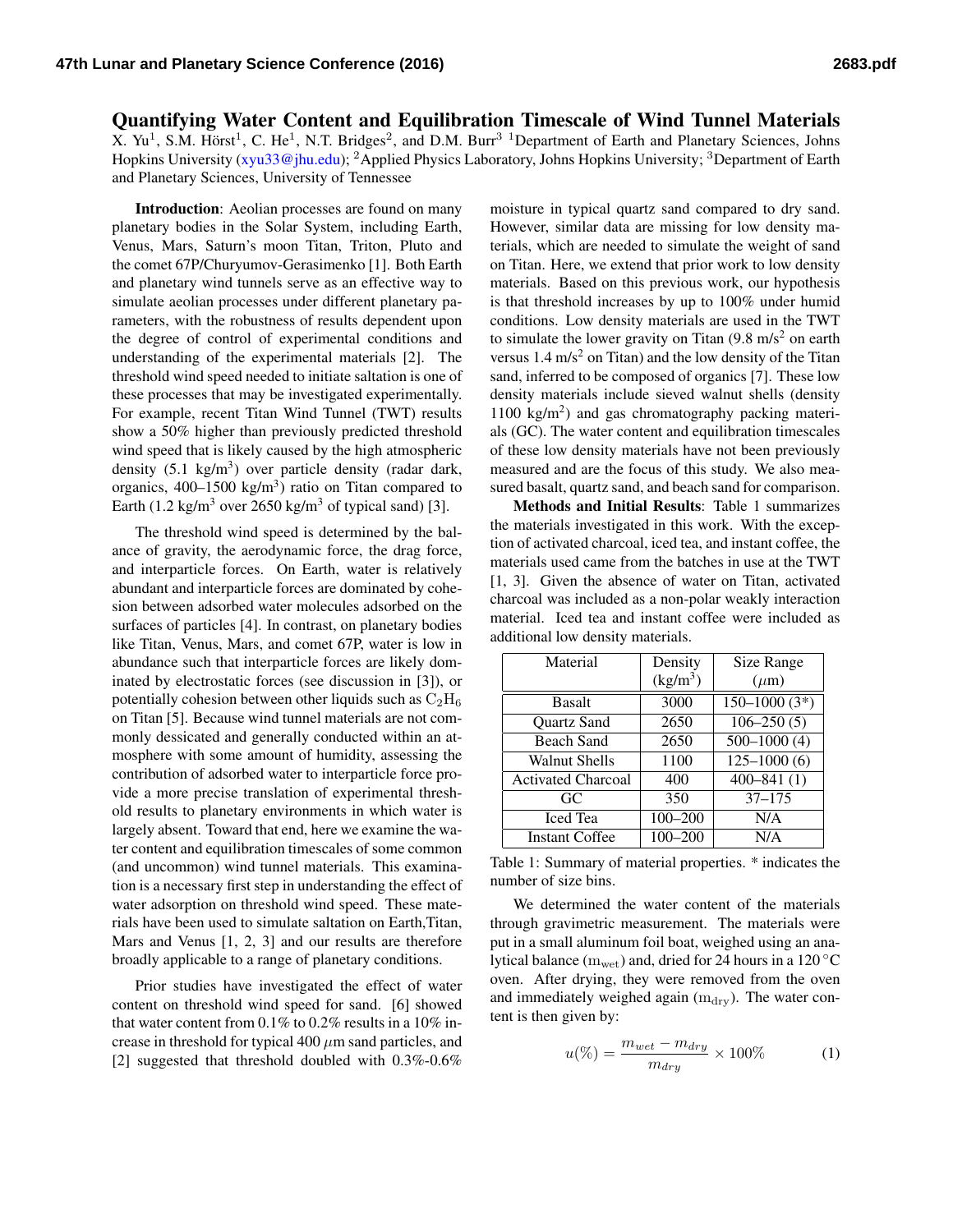# Quantifying Water Content and Equilibration Timescale of Wind Tunnel Materials

X. Yu[1], S.M. Hörst[1], C. He[1], N.T. Bridges[2], and D.M. Burr[3] [1]Department of Earth and Planetary Sciences, Johns Hopkins University (xyu33@jhu.edu); [2]Applied Physics Laboratory, Johns Hopkins University; [3]Department of Earth and Planetary Sciences, University of Tennessee

**Introduction**: Aeolian processes are found on many planetary bodies in the Solar System, including Earth, Venus, Mars, Saturn's moon Titan, Triton, Pluto and the comet 67P/Churyumov-Gerasimenko [1]. Both Earth and planetary wind tunnels serve as an effective way to simulate aeolian processes under different planetary parameters, with the robustness of results dependent upon the degree of control of experimental conditions and understanding of the experimental materials [2]. The threshold wind speed needed to initiate saltation is one of these processes that may be investigated experimentally. For example, recent Titan Wind Tunnel (TWT) results show a 50% higher than previously predicted threshold wind speed that is likely caused by the high atmospheric density (5.1 kg/m$^3$) over particle density (radar dark, organics, 400–1500 kg/m$^3$) ratio on Titan compared to Earth (1.2 kg/m$^3$ over 2650 kg/m$^3$ of typical sand) [3].

The threshold wind speed is determined by the balance of gravity, the aerodynamic force, the drag force, and interparticle forces. On Earth, water is relatively abundant and interparticle forces are dominated by cohesion between adsorbed water molecules adsorbed on the surfaces of particles [4]. In contrast, on planetary bodies like Titan, Venus, Mars, and comet 67P, water is low in abundance such that interparticle forces are likely dominated by electrostatic forces (see discussion in [3]), or potentially cohesion between other liquids such as $C_2H_6$ on Titan [5]. Because wind tunnel materials are not commonly dessicated and generally conducted within an atmosphere with some amount of humidity, assessing the contribution of adsorbed water to interparticle force provide a more precise translation of experimental threshold results to planetary environments in which water is largely absent. Toward that end, here we examine the water content and equilibration timescales of some common (and uncommon) wind tunnel materials. This examination is a necessary first step in understanding the effect of water adsorption on threshold wind speed. These materials have been used to simulate saltation on Earth,Titan, Mars and Venus [1, 2, 3] and our results are therefore broadly applicable to a range of planetary conditions.

Prior studies have investigated the effect of water content on threshold wind speed for sand. [6] showed that water content from 0.1% to 0.2% results in a 10% increase in threshold for typical 400 $\mu$m sand particles, and [2] suggested that threshold doubled with 0.3%-0.6% moisture in typical quartz sand compared to dry sand. However, similar data are missing for low density materials, which are needed to simulate the weight of sand on Titan. Here, we extend that prior work to low density materials. Based on this previous work, our hypothesis is that threshold increases by up to 100% under humid conditions. Low density materials are used in the TWT to simulate the lower gravity on Titan (9.8 m/s$^2$ on earth versus 1.4 m/s$^2$ on Titan) and the low density of the Titan sand, inferred to be composed of organics [7]. These low density materials include sieved walnut shells (density 1100 kg/m$^2$) and gas chromatography packing materials (GC). The water content and equilibration timescales of these low density materials have not been previously measured and are the focus of this study. We also measured basalt, quartz sand, and beach sand for comparison.

**Methods and Initial Results**: Table 1 summarizes the materials investigated in this work. With the exception of activated charcoal, iced tea, and instant coffee, the materials used came from the batches in use at the TWT [1, 3]. Given the absence of water on Titan, activated charcoal was included as a non-polar weakly interaction material. Iced tea and instant coffee were included as additional low density materials.

| Material | Density (kg/m$^3$) | Size Range ($\mu$m) |
|---|---|---|
| Basalt | 3000 | 150–1000 (3*) |
| Quartz Sand | 2650 | 106–250 (5) |
| Beach Sand | 2650 | 500–1000 (4) |
| Walnut Shells | 1100 | 125–1000 (6) |
| Activated Charcoal | 400 | 400–841 (1) |
| GC | 350 | 37–175 |
| Iced Tea | 100–200 | N/A |
| Instant Coffee | 100–200 | N/A |

Table 1: Summary of material properties. * indicates the number of size bins.

We determined the water content of the materials through gravimetric measurement. The materials were put in a small aluminum foil boat, weighed using an analytical balance ($m_{wet}$) and, dried for 24 hours in a 120 °C oven. After drying, they were removed from the oven and immediately weighed again ($m_{dry}$). The water content is then given by:

$$u(\%) = \frac{m_{wet} - m_{dry}}{m_{dry}} \times 100\% \tag{1}$$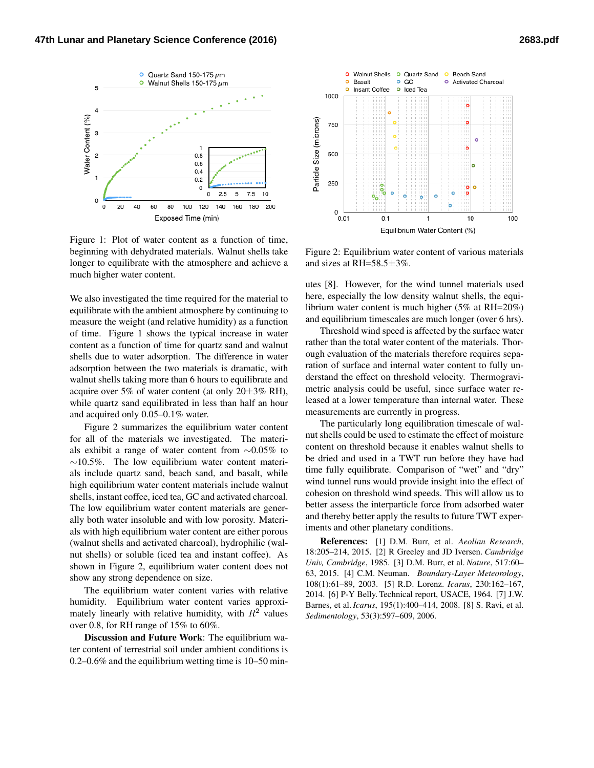Quartz Sand 150-175 μm
Walnut Shells 150-175 μm
Water Content (%)
5
4
3
2
1
0
0 20 40 60 80 100 120 140 160 180 200
Exposed Time (min)
1
0.8
0.6
0.4
0.2
0
0 2.5 5 7.5 10

Figure 1: Plot of water content as a function of time, beginning with dehydrated materials. Walnut shells take longer to equilibrate with the atmosphere and achieve a much higher water content.

We also investigated the time required for the material to equilibrate with the ambient atmosphere by continuing to measure the weight (and relative humidity) as a function of time. Figure 1 shows the typical increase in water content as a function of time for quartz sand and walnut shells due to water adsorption. The difference in water adsorption between the two materials is dramatic, with walnut shells taking more than 6 hours to equilibrate and acquire over 5% of water content (at only 20±3% RH), while quartz sand equilibrated in less than half an hour and acquired only 0.05–0.1% water.

Figure 2 summarizes the equilibrium water content for all of the materials we investigated. The materials exhibit a range of water content from ∼0.05% to ∼10.5%. The low equilibrium water content materials include quartz sand, beach sand, and basalt, while high equilibrium water content materials include walnut shells, instant coffee, iced tea, GC and activated charcoal. The low equilibrium water content materials are generally both water insoluble and with low porosity. Materials with high equilibrium water content are either porous (walnut shells and activated charcoal), hydrophilic (walnut shells) or soluble (iced tea and instant coffee). As shown in Figure 2, equilibrium water content does not show any strong dependence on size.

The equilibrium water content varies with relative humidity. Equilibrium water content varies approximately linearly with relative humidity, with $R^2$ values over 0.8, for RH range of 15% to 60%.

**Discussion and Future Work**: The equilibrium water content of terrestrial soil under ambient conditions is 0.2–0.6% and the equilibrium wetting time is 10–50 minutes [8]. However, for the wind tunnel materials used here, especially the low density walnut shells, the equilibrium water content is much higher (5% at RH=20%) and equilibrium timescales are much longer (over 6 hrs).

Walnut Shells
Quartz Sand
Beach Sand
Basalt
GC
Activated Charcoal
Insant Coffee
Iced Tea
Particle Size (microns)
1000
750
500
250
0
0.01 0.1 1 10 100
Equilibrium Water Content (%)

Figure 2: Equilibrium water content of various materials and sizes at RH=58.5±3%.

Threshold wind speed is affected by the surface water rather than the total water content of the materials. Thorough evaluation of the materials therefore requires separation of surface and internal water content to fully understand the effect on threshold velocity. Thermogravimetric analysis could be useful, since surface water released at a lower temperature than internal water. These measurements are currently in progress.

The particularly long equilibration timescale of walnut shells could be used to estimate the effect of moisture content on threshold because it enables walnut shells to be dried and used in a TWT run before they have had time fully equilibrate. Comparison of "wet" and "dry" wind tunnel runs would provide insight into the effect of cohesion on threshold wind speeds. This will allow us to better assess the interparticle force from adsorbed water and thereby better apply the results to future TWT experiments and other planetary conditions.

**References:** [1] D.M. Burr, et al. *Aeolian Research*, 18:205–214, 2015. [2] R Greeley and JD Iversen. *Cambridge Univ, Cambridge*, 1985. [3] D.M. Burr, et al. *Nature*, 517:60–63, 2015. [4] C.M. Neuman. *Boundary-Layer Meteorology*, 108(1):61–89, 2003. [5] R.D. Lorenz. *Icarus*, 230:162–167, 2014. [6] P-Y Belly. Technical report, USACE, 1964. [7] J.W. Barnes, et al. *Icarus*, 195(1):400–414, 2008. [8] S. Ravi, et al. *Sedimentology*, 53(3):597–609, 2006.